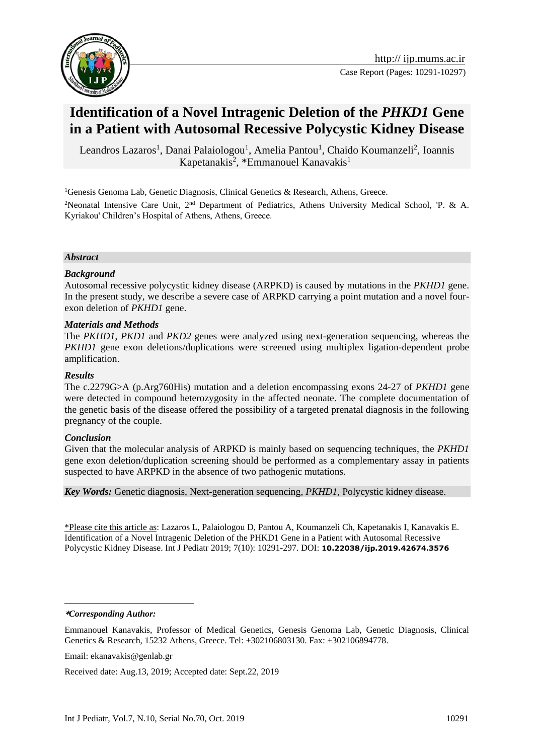# Identification of a Novel Intragenic Deletion of the *PHKD1* Gene in a Patient with Autosomal Recessive Polycystic Kidney Disease

Leandros Lazaros[1], Danai Palaiologou[1], Amelia Pantou[1], Chaido Koumanzeli[2], Ioannis Kapetanakis[2], *Emmanouel Kanavakis[1]

[1]Genesis Genoma Lab, Genetic Diagnosis, Clinical Genetics & Research, Athens, Greece.

[2]Neonatal Intensive Care Unit, 2nd Department of Pediatrics, Athens University Medical School, 'P. & A. Kyriakou' Children's Hospital of Athens, Athens, Greece.

### *Abstract*

#### *Background*

Autosomal recessive polycystic kidney disease (ARPKD) is caused by mutations in the *PKHD1* gene. In the present study, we describe a severe case of ARPKD carrying a point mutation and a novel four-exon deletion of *PKHD1* gene.

#### *Materials and Methods*

The *PKHD1*, *PKD1* and *PKD2* genes were analyzed using next-generation sequencing, whereas the *PKHD1* gene exon deletions/duplications were screened using multiplex ligation-dependent probe amplification.

#### *Results*

The c.2279G>A (p.Arg760His) mutation and a deletion encompassing exons 24-27 of *PKHD1* gene were detected in compound heterozygosity in the affected neonate. The complete documentation of the genetic basis of the disease offered the possibility of a targeted prenatal diagnosis in the following pregnancy of the couple.

#### *Conclusion*

Given that the molecular analysis of ARPKD is mainly based on sequencing techniques, the *PKHD1* gene exon deletion/duplication screening should be performed as a complementary assay in patients suspected to have ARPKD in the absence of two pathogenic mutations.

***Key Words:*** Genetic diagnosis, Next-generation sequencing, *PKHD1*, Polycystic kidney disease.

\*Please cite this article as: Lazaros L, Palaiologou D, Pantou A, Koumanzeli Ch, Kapetanakis I, Kanavakis E. Identification of a Novel Intragenic Deletion of the PHKD1 Gene in a Patient with Autosomal Recessive Polycystic Kidney Disease. Int J Pediatr 2019; 7(10): 10291-297. DOI: **10.22038/ijp.2019.42674.3576**

***\*Corresponding Author:***

Emmanouel Kanavakis, Professor of Medical Genetics, Genesis Genoma Lab, Genetic Diagnosis, Clinical Genetics & Research, 15232 Athens, Greece. Tel: +302106803130. Fax: +302106894778.

Email: ekanavakis@genlab.gr

Received date: Aug.13, 2019; Accepted date: Sept.22, 2019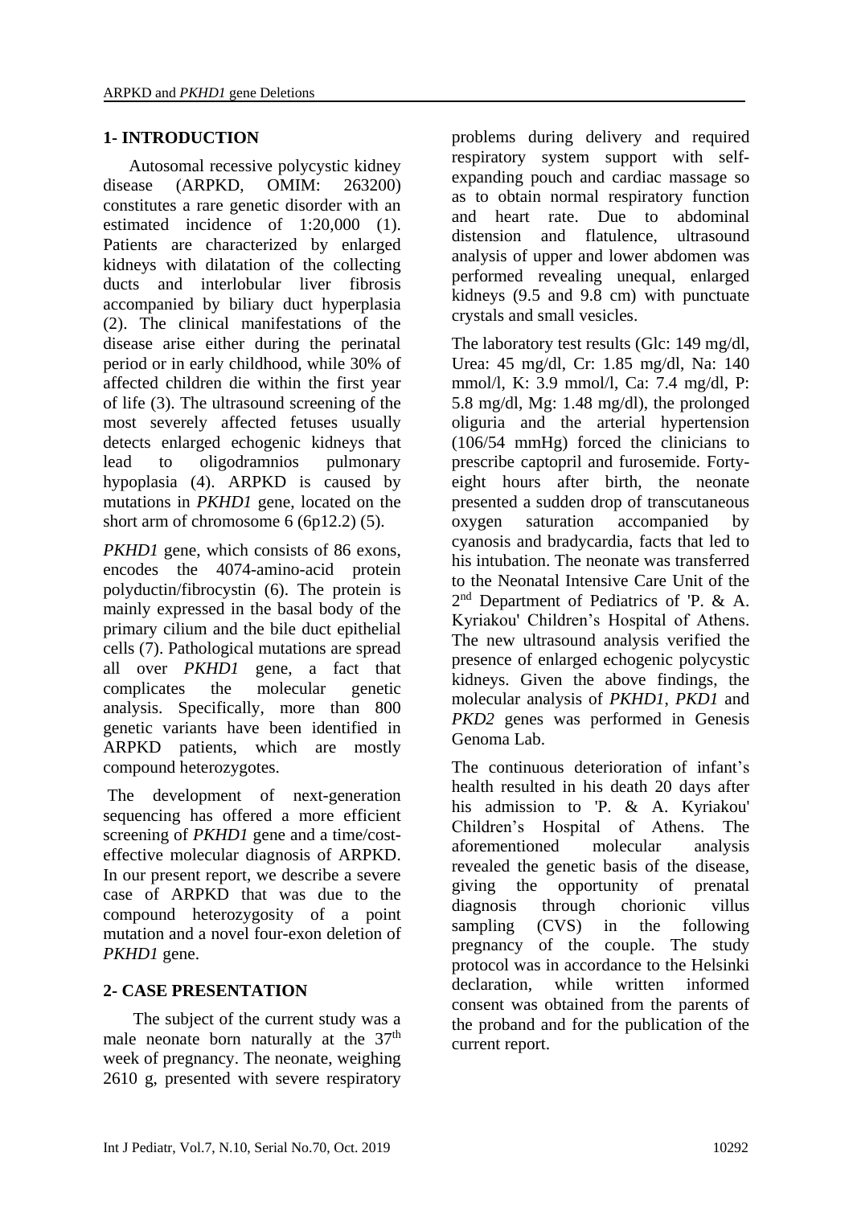## 1- INTRODUCTION

Autosomal recessive polycystic kidney disease (ARPKD, OMIM: 263200) constitutes a rare genetic disorder with an estimated incidence of 1:20,000 (1). Patients are characterized by enlarged kidneys with dilatation of the collecting ducts and interlobular liver fibrosis accompanied by biliary duct hyperplasia (2). The clinical manifestations of the disease arise either during the perinatal period or in early childhood, while 30% of affected children die within the first year of life (3). The ultrasound screening of the most severely affected fetuses usually detects enlarged echogenic kidneys that lead to oligodramnios pulmonary hypoplasia (4). ARPKD is caused by mutations in *PKHD1* gene, located on the short arm of chromosome 6 (6p12.2) (5).

*PKHD1* gene, which consists of 86 exons, encodes the 4074-amino-acid protein polyductin/fibrocystin (6). The protein is mainly expressed in the basal body of the primary cilium and the bile duct epithelial cells (7). Pathological mutations are spread all over *PKHD1* gene, a fact that complicates the molecular genetic analysis. Specifically, more than 800 genetic variants have been identified in ARPKD patients, which are mostly compound heterozygotes.

The development of next-generation sequencing has offered a more efficient screening of *PKHD1* gene and a time/cost-effective molecular diagnosis of ARPKD. In our present report, we describe a severe case of ARPKD that was due to the compound heterozygosity of a point mutation and a novel four-exon deletion of *PKHD1* gene.

## 2- CASE PRESENTATION

The subject of the current study was a male neonate born naturally at the 37th week of pregnancy. The neonate, weighing 2610 g, presented with severe respiratory problems during delivery and required respiratory system support with self-expanding pouch and cardiac massage so as to obtain normal respiratory function and heart rate. Due to abdominal distension and flatulence, ultrasound analysis of upper and lower abdomen was performed revealing unequal, enlarged kidneys (9.5 and 9.8 cm) with punctuate crystals and small vesicles.

The laboratory test results (Glc: 149 mg/dl, Urea: 45 mg/dl, Cr: 1.85 mg/dl, Na: 140 mmol/l, K: 3.9 mmol/l, Ca: 7.4 mg/dl, P: 5.8 mg/dl, Mg: 1.48 mg/dl), the prolonged oliguria and the arterial hypertension (106/54 mmHg) forced the clinicians to prescribe captopril and furosemide. Forty-eight hours after birth, the neonate presented a sudden drop of transcutaneous oxygen saturation accompanied by cyanosis and bradycardia, facts that led to his intubation. The neonate was transferred to the Neonatal Intensive Care Unit of the 2nd Department of Pediatrics of 'P. & A. Kyriakou' Children's Hospital of Athens. The new ultrasound analysis verified the presence of enlarged echogenic polycystic kidneys. Given the above findings, the molecular analysis of *PKHD1*, *PKD1* and *PKD2* genes was performed in Genesis Genoma Lab.

The continuous deterioration of infant's health resulted in his death 20 days after his admission to 'P. & A. Kyriakou' Children's Hospital of Athens. The aforementioned molecular analysis revealed the genetic basis of the disease, giving the opportunity of prenatal diagnosis through chorionic villus sampling (CVS) in the following pregnancy of the couple. The study protocol was in accordance to the Helsinki declaration, while written informed consent was obtained from the parents of the proband and for the publication of the current report.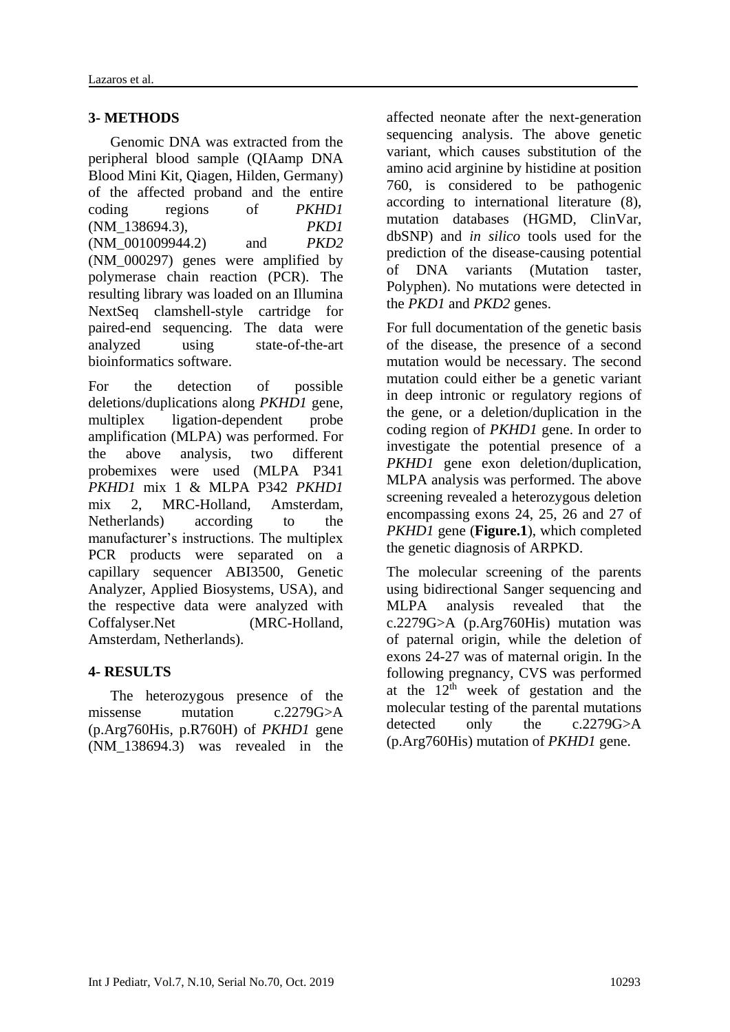## 3- METHODS

Genomic DNA was extracted from the peripheral blood sample (QIAamp DNA Blood Mini Kit, Qiagen, Hilden, Germany) of the affected proband and the entire coding regions of *PKHD1* (NM_138694.3), *PKD1* (NM_001009944.2) and *PKD2* (NM_000297) genes were amplified by polymerase chain reaction (PCR). The resulting library was loaded on an Illumina NextSeq clamshell-style cartridge for paired-end sequencing. The data were analyzed using state-of-the-art bioinformatics software.

For the detection of possible deletions/duplications along *PKHD1* gene, multiplex ligation-dependent probe amplification (MLPA) was performed. For the above analysis, two different probemixes were used (MLPA P341 *PKHD1* mix 1 & MLPA P342 *PKHD1* mix 2, MRC-Holland, Amsterdam, Netherlands) according to the manufacturer's instructions. The multiplex PCR products were separated on a capillary sequencer ABI3500, Genetic Analyzer, Applied Biosystems, USA), and the respective data were analyzed with Coffalyser.Net (MRC-Holland, Amsterdam, Netherlands).

## 4- RESULTS

The heterozygous presence of the missense mutation c.2279G>A (p.Arg760His, p.R760H) of *PKHD1* gene (NM_138694.3) was revealed in the affected neonate after the next-generation sequencing analysis. The above genetic variant, which causes substitution of the amino acid arginine by histidine at position 760, is considered to be pathogenic according to international literature (8), mutation databases (HGMD, ClinVar, dbSNP) and *in silico* tools used for the prediction of the disease-causing potential of DNA variants (Mutation taster, Polyphen). No mutations were detected in the *PKD1* and *PKD2* genes.

For full documentation of the genetic basis of the disease, the presence of a second mutation would be necessary. The second mutation could either be a genetic variant in deep intronic or regulatory regions of the gene, or a deletion/duplication in the coding region of *PKHD1* gene. In order to investigate the potential presence of a *PKHD1* gene exon deletion/duplication, MLPA analysis was performed. The above screening revealed a heterozygous deletion encompassing exons 24, 25, 26 and 27 of *PKHD1* gene (**Figure.1**), which completed the genetic diagnosis of ARPKD.

The molecular screening of the parents using bidirectional Sanger sequencing and MLPA analysis revealed that the c.2279G>A (p.Arg760His) mutation was of paternal origin, while the deletion of exons 24-27 was of maternal origin. In the following pregnancy, CVS was performed at the 12th week of gestation and the molecular testing of the parental mutations detected only the c.2279G>A (p.Arg760His) mutation of *PKHD1* gene.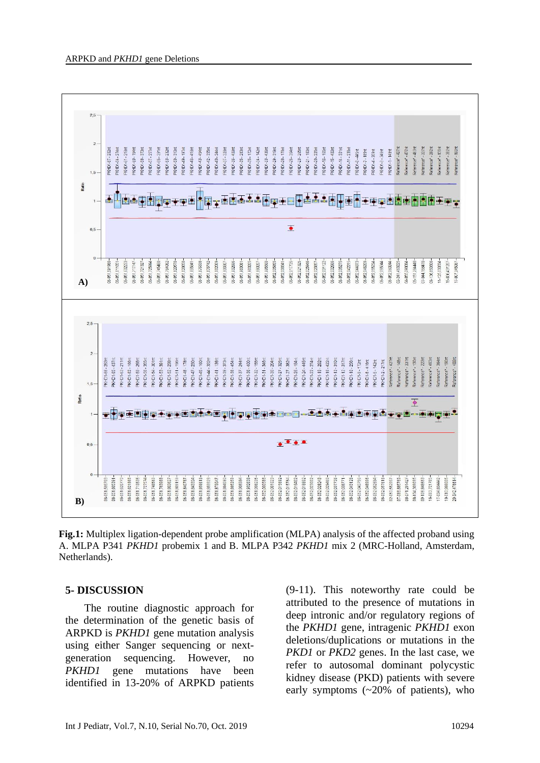**Fig.1:** Multiplex ligation-dependent probe amplification (MLPA) analysis of the affected proband using A. MLPA P341 *PKHD1* probemix 1 and B. MLPA P342 *PKHD1* mix 2 (MRC-Holland, Amsterdam, Netherlands).

## 5- DISCUSSION

The routine diagnostic approach for the determination of the genetic basis of ARPKD is *PKHD1* gene mutation analysis using either Sanger sequencing or next-generation sequencing. However, no *PKHD1* gene mutations have been identified in 13-20% of ARPKD patients (9-11). This noteworthy rate could be attributed to the presence of mutations in deep intronic and/or regulatory regions of the *PKHD1* gene, intragenic *PKHD1* exon deletions/duplications or mutations in the *PKD1* or *PKD2* genes. In the last case, we refer to autosomal dominant polycystic kidney disease (PKD) patients with severe early symptoms (~20% of patients), who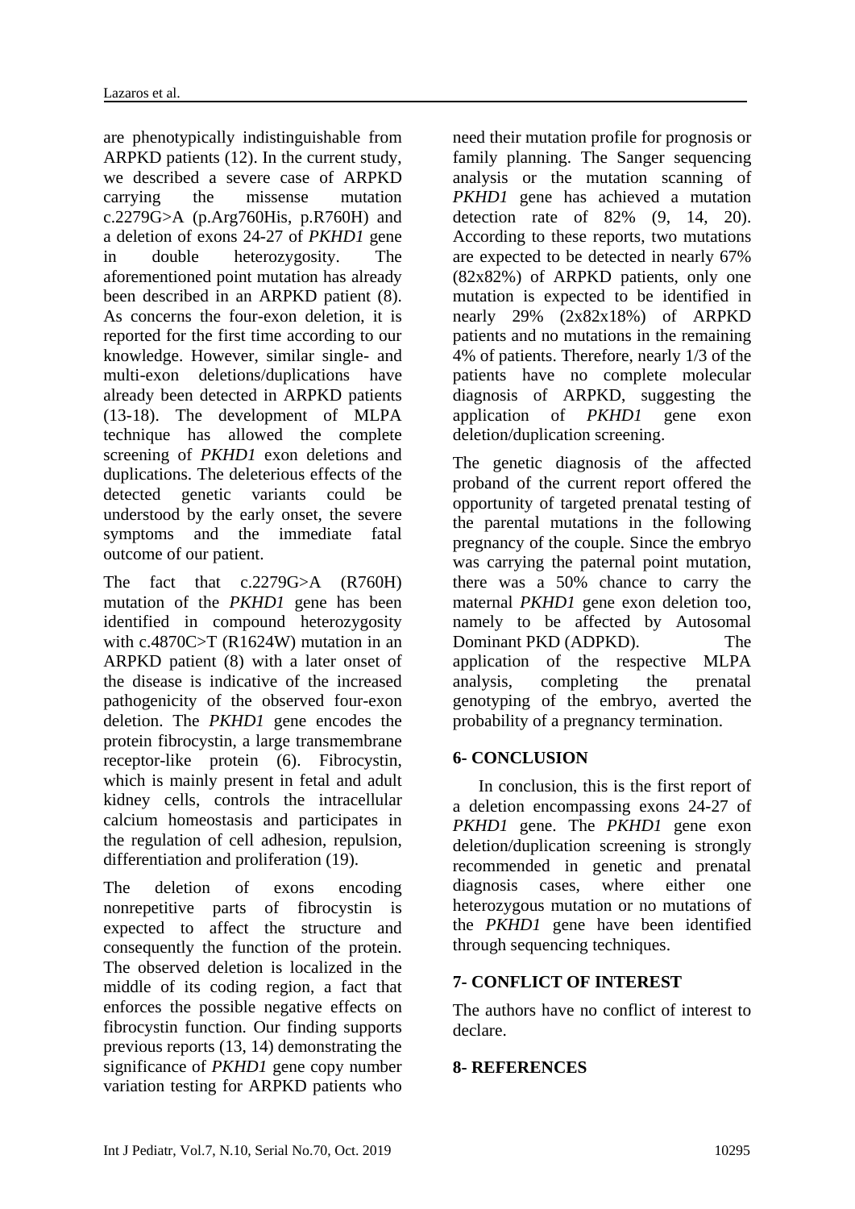are phenotypically indistinguishable from ARPKD patients (12). In the current study, we described a severe case of ARPKD carrying the missense mutation c.2279G>A (p.Arg760His, p.R760H) and a deletion of exons 24-27 of *PKHD1* gene in double heterozygosity. The aforementioned point mutation has already been described in an ARPKD patient (8). As concerns the four-exon deletion, it is reported for the first time according to our knowledge. However, similar single- and multi-exon deletions/duplications have already been detected in ARPKD patients (13-18). The development of MLPA technique has allowed the complete screening of *PKHD1* exon deletions and duplications. The deleterious effects of the detected genetic variants could be understood by the early onset, the severe symptoms and the immediate fatal outcome of our patient.

The fact that c.2279G>A (R760H) mutation of the *PKHD1* gene has been identified in compound heterozygosity with c.4870C>T (R1624W) mutation in an ARPKD patient (8) with a later onset of the disease is indicative of the increased pathogenicity of the observed four-exon deletion. The *PKHD1* gene encodes the protein fibrocystin, a large transmembrane receptor-like protein (6). Fibrocystin, which is mainly present in fetal and adult kidney cells, controls the intracellular calcium homeostasis and participates in the regulation of cell adhesion, repulsion, differentiation and proliferation (19).

The deletion of exons encoding nonrepetitive parts of fibrocystin is expected to affect the structure and consequently the function of the protein. The observed deletion is localized in the middle of its coding region, a fact that enforces the possible negative effects on fibrocystin function. Our finding supports previous reports (13, 14) demonstrating the significance of *PKHD1* gene copy number variation testing for ARPKD patients who need their mutation profile for prognosis or family planning. The Sanger sequencing analysis or the mutation scanning of *PKHD1* gene has achieved a mutation detection rate of 82% (9, 14, 20). According to these reports, two mutations are expected to be detected in nearly 67% (82x82%) of ARPKD patients, only one mutation is expected to be identified in nearly 29% (2x82x18%) of ARPKD patients and no mutations in the remaining 4% of patients. Therefore, nearly 1/3 of the patients have no complete molecular diagnosis of ARPKD, suggesting the application of *PKHD1* gene exon deletion/duplication screening.

The genetic diagnosis of the affected proband of the current report offered the opportunity of targeted prenatal testing of the parental mutations in the following pregnancy of the couple. Since the embryo was carrying the paternal point mutation, there was a 50% chance to carry the maternal *PKHD1* gene exon deletion too, namely to be affected by Autosomal Dominant PKD (ADPKD). The application of the respective MLPA analysis, completing the prenatal genotyping of the embryo, averted the probability of a pregnancy termination.

## 6- CONCLUSION

In conclusion, this is the first report of a deletion encompassing exons 24-27 of *PKHD1* gene. The *PKHD1* gene exon deletion/duplication screening is strongly recommended in genetic and prenatal diagnosis cases, where either one heterozygous mutation or no mutations of the *PKHD1* gene have been identified through sequencing techniques.

## 7- CONFLICT OF INTEREST

The authors have no conflict of interest to declare.

## 8- REFERENCES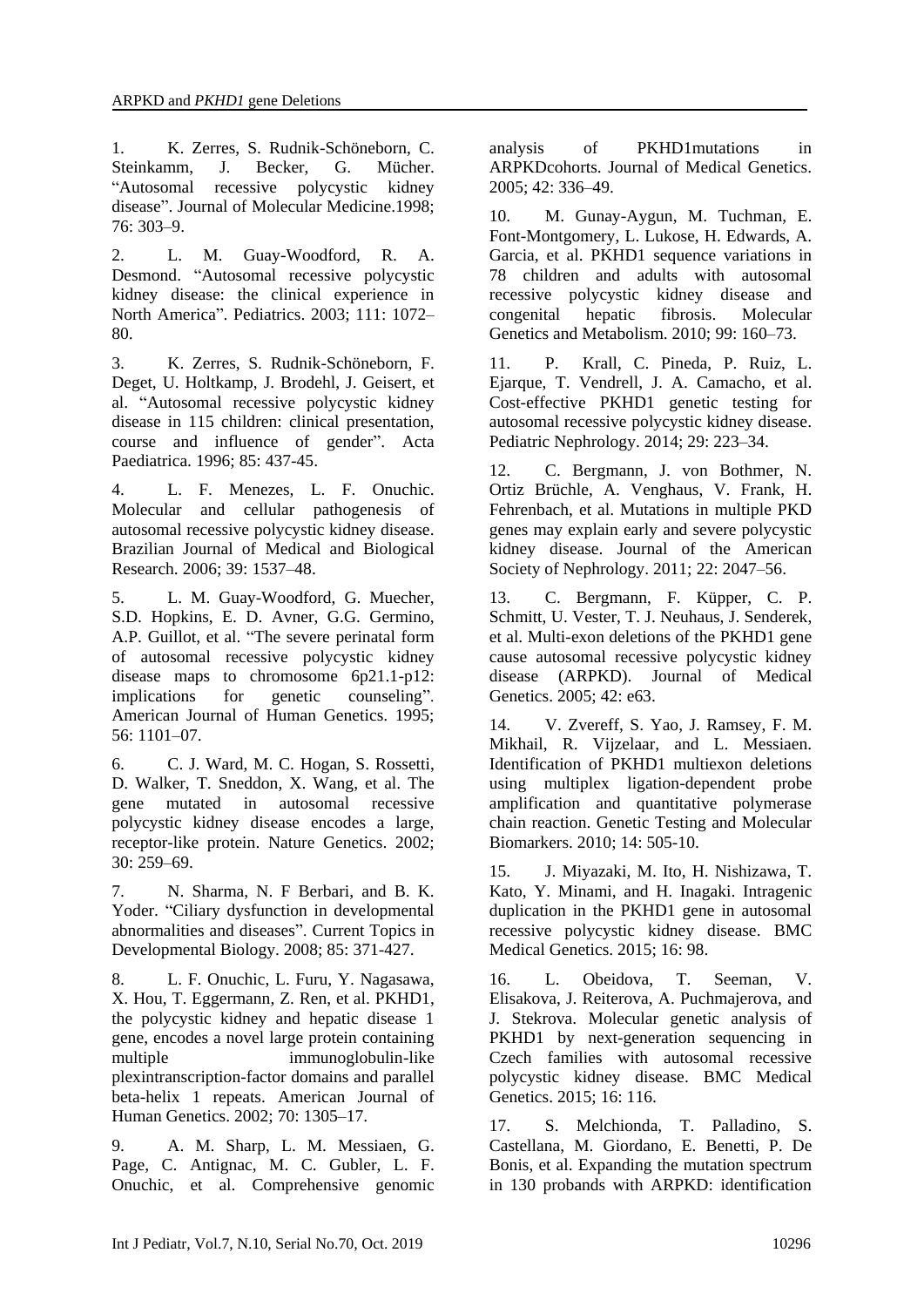1. K. Zerres, S. Rudnik-Schöneborn, C. Steinkamm, J. Becker, G. Mücher. "Autosomal recessive polycystic kidney disease". Journal of Molecular Medicine.1998; 76: 303–9.

2. L. M. Guay-Woodford, R. A. Desmond. "Autosomal recessive polycystic kidney disease: the clinical experience in North America". Pediatrics. 2003; 111: 1072–80.

3. K. Zerres, S. Rudnik-Schöneborn, F. Deget, U. Holtkamp, J. Brodehl, J. Geisert, et al. "Autosomal recessive polycystic kidney disease in 115 children: clinical presentation, course and influence of gender". Acta Paediatrica. 1996; 85: 437-45.

4. L. F. Menezes, L. F. Onuchic. Molecular and cellular pathogenesis of autosomal recessive polycystic kidney disease. Brazilian Journal of Medical and Biological Research. 2006; 39: 1537–48.

5. L. M. Guay-Woodford, G. Muecher, S.D. Hopkins, E. D. Avner, G.G. Germino, A.P. Guillot, et al. "The severe perinatal form of autosomal recessive polycystic kidney disease maps to chromosome 6p21.1-p12: implications for genetic counseling". American Journal of Human Genetics. 1995; 56: 1101–07.

6. C. J. Ward, M. C. Hogan, S. Rossetti, D. Walker, T. Sneddon, X. Wang, et al. The gene mutated in autosomal recessive polycystic kidney disease encodes a large, receptor-like protein. Nature Genetics. 2002; 30: 259–69.

7. N. Sharma, N. F Berbari, and B. K. Yoder. "Ciliary dysfunction in developmental abnormalities and diseases". Current Topics in Developmental Biology. 2008; 85: 371-427.

8. L. F. Onuchic, L. Furu, Y. Nagasawa, X. Hou, T. Eggermann, Z. Ren, et al. PKHD1, the polycystic kidney and hepatic disease 1 gene, encodes a novel large protein containing multiple immunoglobulin-like plexintranscription-factor domains and parallel beta-helix 1 repeats. American Journal of Human Genetics. 2002; 70: 1305–17.

9. A. M. Sharp, L. M. Messiaen, G. Page, C. Antignac, M. C. Gubler, L. F. Onuchic, et al. Comprehensive genomic analysis of PKHD1mutations in ARPKDcohorts. Journal of Medical Genetics. 2005; 42: 336–49.

10. M. Gunay-Aygun, M. Tuchman, E. Font-Montgomery, L. Lukose, H. Edwards, A. Garcia, et al. PKHD1 sequence variations in 78 children and adults with autosomal recessive polycystic kidney disease and congenital hepatic fibrosis. Molecular Genetics and Metabolism. 2010; 99: 160–73.

11. P. Krall, C. Pineda, P. Ruiz, L. Ejarque, T. Vendrell, J. A. Camacho, et al. Cost-effective PKHD1 genetic testing for autosomal recessive polycystic kidney disease. Pediatric Nephrology. 2014; 29: 223–34.

12. C. Bergmann, J. von Bothmer, N. Ortiz Brüchle, A. Venghaus, V. Frank, H. Fehrenbach, et al. Mutations in multiple PKD genes may explain early and severe polycystic kidney disease. Journal of the American Society of Nephrology. 2011; 22: 2047–56.

13. C. Bergmann, F. Küpper, C. P. Schmitt, U. Vester, T. J. Neuhaus, J. Senderek, et al. Multi-exon deletions of the PKHD1 gene cause autosomal recessive polycystic kidney disease (ARPKD). Journal of Medical Genetics. 2005; 42: e63.

14. V. Zvereff, S. Yao, J. Ramsey, F. M. Mikhail, R. Vijzelaar, and L. Messiaen. Identification of PKHD1 multiexon deletions using multiplex ligation-dependent probe amplification and quantitative polymerase chain reaction. Genetic Testing and Molecular Biomarkers. 2010; 14: 505-10.

15. J. Miyazaki, M. Ito, H. Nishizawa, T. Kato, Y. Minami, and H. Inagaki. Intragenic duplication in the PKHD1 gene in autosomal recessive polycystic kidney disease. BMC Medical Genetics. 2015; 16: 98.

16. L. Obeidova, T. Seeman, V. Elisakova, J. Reiterova, A. Puchmajerova, and J. Stekrova. Molecular genetic analysis of PKHD1 by next-generation sequencing in Czech families with autosomal recessive polycystic kidney disease. BMC Medical Genetics. 2015; 16: 116.

17. S. Melchionda, T. Palladino, S. Castellana, M. Giordano, E. Benetti, P. De Bonis, et al. Expanding the mutation spectrum in 130 probands with ARPKD: identification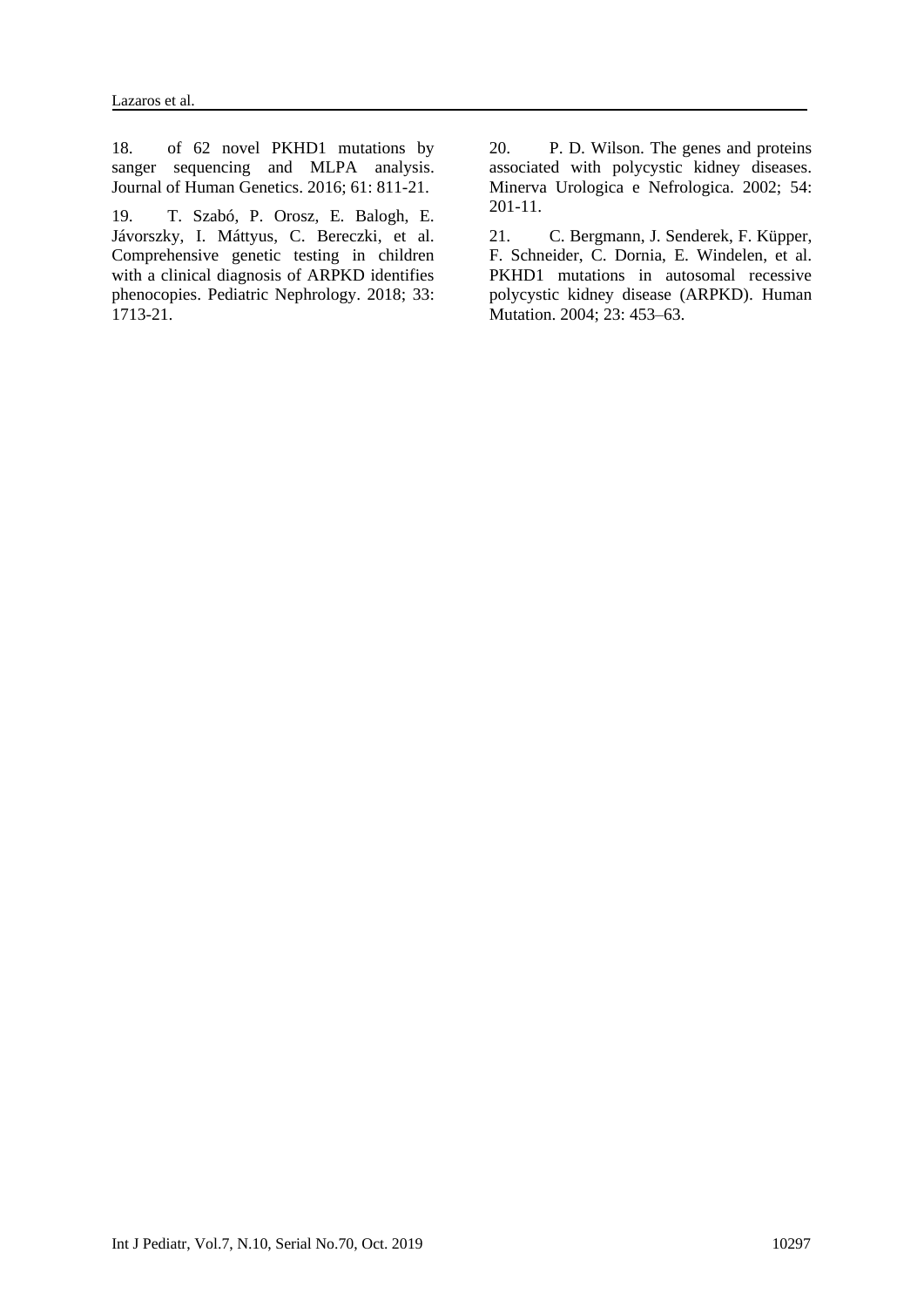18. of 62 novel PKHD1 mutations by sanger sequencing and MLPA analysis. Journal of Human Genetics. 2016; 61: 811-21.

19. T. Szabó, P. Orosz, E. Balogh, E. Jávorszky, I. Máttyus, C. Bereczki, et al. Comprehensive genetic testing in children with a clinical diagnosis of ARPKD identifies phenocopies. Pediatric Nephrology. 2018; 33: 1713-21.

20. P. D. Wilson. The genes and proteins associated with polycystic kidney diseases. Minerva Urologica e Nefrologica. 2002; 54: 201-11.

21. C. Bergmann, J. Senderek, F. Küpper, F. Schneider, C. Dornia, E. Windelen, et al. PKHD1 mutations in autosomal recessive polycystic kidney disease (ARPKD). Human Mutation. 2004; 23: 453–63.